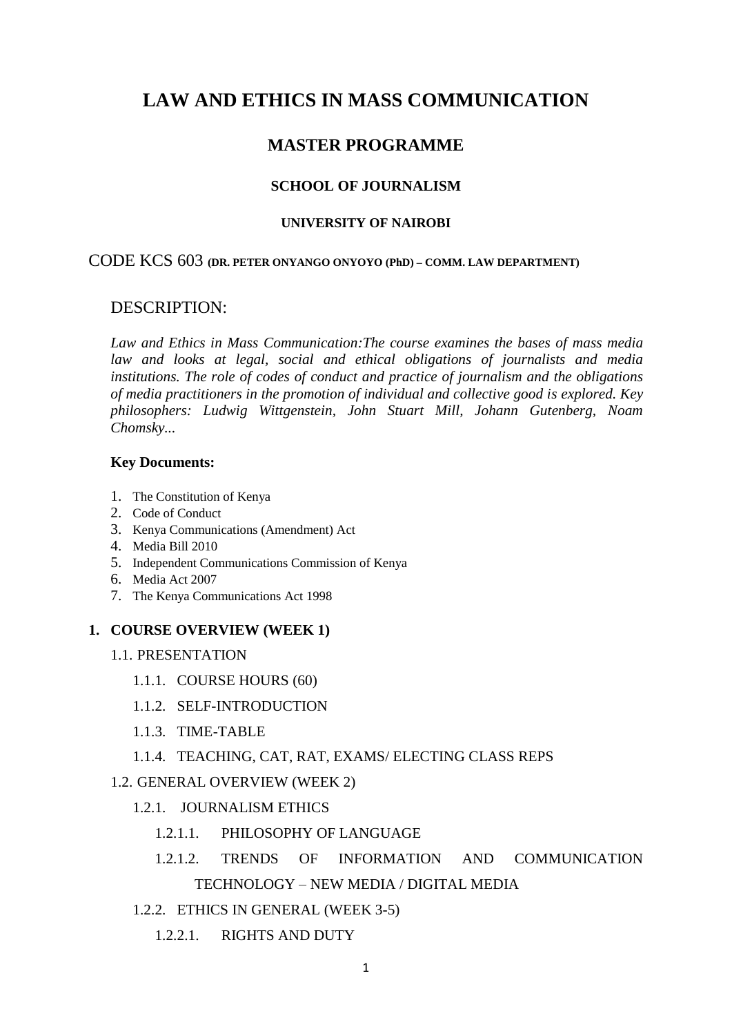# LAW AND ETHICS IN MASS COMMUNICATION

## MASTER PROGRAMME

### SCHOOL OF JOURNALISM

#### UNIVERSITY OF NAIROBI

CODE KCS 603 **(DR. PETER ONYANGO ONYOYO (PhD) – COMM. LAW DEPARTMENT)**

## DESCRIPTION:

*Law and Ethics in Mass Communication:The course examines the bases of mass media law and looks at legal, social and ethical obligations of journalists and media institutions. The role of codes of conduct and practice of journalism and the obligations of media practitioners in the promotion of individual and collective good is explored. Key philosophers: Ludwig Wittgenstein, John Stuart Mill, Johann Gutenberg, Noam Chomsky...*

**Key Documents:**

1. The Constitution of Kenya
2. Code of Conduct
3. Kenya Communications (Amendment) Act
4. Media Bill 2010
5. Independent Communications Commission of Kenya
6. Media Act 2007
7. The Kenya Communications Act 1998

**1. COURSE OVERVIEW (WEEK 1)**

- 1.1. PRESENTATION
  - 1.1.1. COURSE HOURS (60)
  - 1.1.2. SELF-INTRODUCTION
  - 1.1.3. TIME-TABLE
  - 1.1.4. TEACHING, CAT, RAT, EXAMS/ ELECTING CLASS REPS
- 1.2. GENERAL OVERVIEW (WEEK 2)
  - 1.2.1. JOURNALISM ETHICS
    - 1.2.1.1. PHILOSOPHY OF LANGUAGE
    - 1.2.1.2. TRENDS OF INFORMATION AND COMMUNICATION TECHNOLOGY – NEW MEDIA / DIGITAL MEDIA
  - 1.2.2. ETHICS IN GENERAL (WEEK 3-5)
    - 1.2.2.1. RIGHTS AND DUTY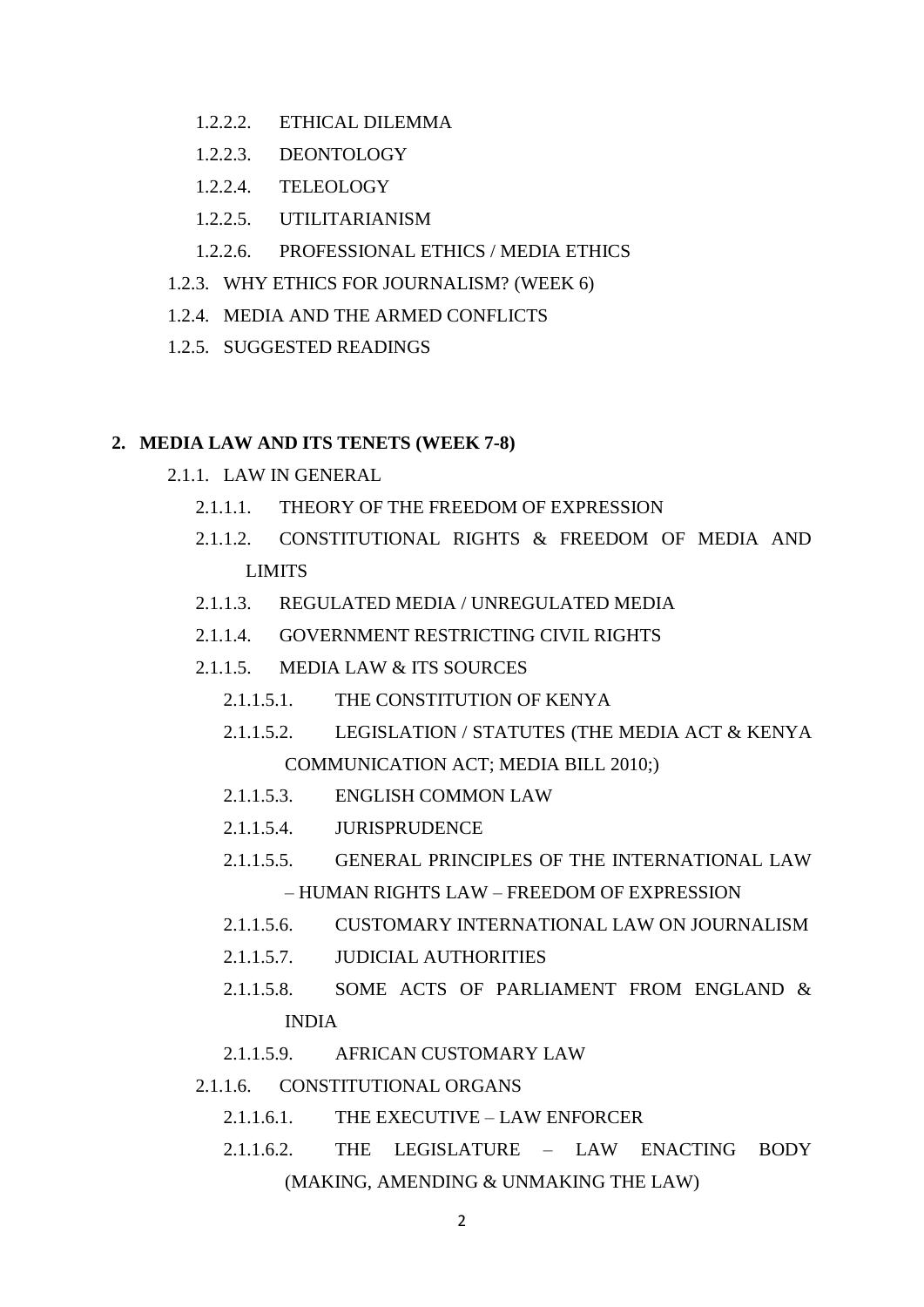- 1.2.2.2. ETHICAL DILEMMA
- 1.2.2.3. DEONTOLOGY
- 1.2.2.4. TELEOLOGY
- 1.2.2.5. UTILITARIANISM
- 1.2.2.6. PROFESSIONAL ETHICS / MEDIA ETHICS
- 1.2.3. WHY ETHICS FOR JOURNALISM? (WEEK 6)
- 1.2.4. MEDIA AND THE ARMED CONFLICTS
- 1.2.5. SUGGESTED READINGS

**2. MEDIA LAW AND ITS TENETS (WEEK 7-8)**

- 2.1.1. LAW IN GENERAL
  - 2.1.1.1. THEORY OF THE FREEDOM OF EXPRESSION
  - 2.1.1.2. CONSTITUTIONAL RIGHTS & FREEDOM OF MEDIA AND LIMITS
  - 2.1.1.3. REGULATED MEDIA / UNREGULATED MEDIA
  - 2.1.1.4. GOVERNMENT RESTRICTING CIVIL RIGHTS
  - 2.1.1.5. MEDIA LAW & ITS SOURCES
    - 2.1.1.5.1. THE CONSTITUTION OF KENYA
    - 2.1.1.5.2. LEGISLATION / STATUTES (THE MEDIA ACT & KENYA COMMUNICATION ACT; MEDIA BILL 2010;)
    - 2.1.1.5.3. ENGLISH COMMON LAW
    - 2.1.1.5.4. JURISPRUDENCE
    - 2.1.1.5.5. GENERAL PRINCIPLES OF THE INTERNATIONAL LAW – HUMAN RIGHTS LAW – FREEDOM OF EXPRESSION
    - 2.1.1.5.6. CUSTOMARY INTERNATIONAL LAW ON JOURNALISM
    - 2.1.1.5.7. JUDICIAL AUTHORITIES
    - 2.1.1.5.8. SOME ACTS OF PARLIAMENT FROM ENGLAND & INDIA
    - 2.1.1.5.9. AFRICAN CUSTOMARY LAW
  - 2.1.1.6. CONSTITUTIONAL ORGANS
    - 2.1.1.6.1. THE EXECUTIVE – LAW ENFORCER
    - 2.1.1.6.2. THE LEGISLATURE – LAW ENACTING BODY (MAKING, AMENDING & UNMAKING THE LAW)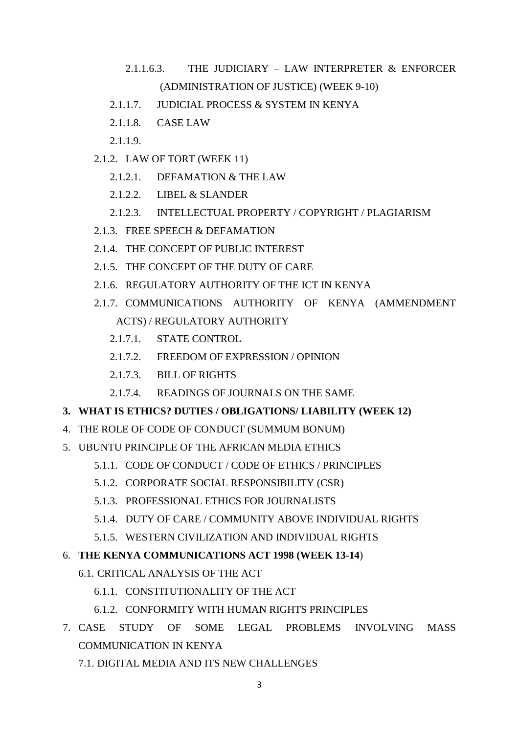- 2.1.1.6.3. THE JUDICIARY – LAW INTERPRETER & ENFORCER (ADMINISTRATION OF JUSTICE) (WEEK 9-10)
- 2.1.1.7. JUDICIAL PROCESS & SYSTEM IN KENYA
- 2.1.1.8. CASE LAW
- 2.1.1.9.
- 2.1.2. LAW OF TORT (WEEK 11)
  - 2.1.2.1. DEFAMATION & THE LAW
  - 2.1.2.2. LIBEL & SLANDER
  - 2.1.2.3. INTELLECTUAL PROPERTY / COPYRIGHT / PLAGIARISM
- 2.1.3. FREE SPEECH & DEFAMATION
- 2.1.4. THE CONCEPT OF PUBLIC INTEREST
- 2.1.5. THE CONCEPT OF THE DUTY OF CARE
- 2.1.6. REGULATORY AUTHORITY OF THE ICT IN KENYA
- 2.1.7. COMMUNICATIONS AUTHORITY OF KENYA (AMMENDMENT ACTS) / REGULATORY AUTHORITY
  - 2.1.7.1. STATE CONTROL
  - 2.1.7.2. FREEDOM OF EXPRESSION / OPINION
  - 2.1.7.3. BILL OF RIGHTS
  - 2.1.7.4. READINGS OF JOURNALS ON THE SAME

3. **WHAT IS ETHICS? DUTIES / OBLIGATIONS/ LIABILITY (WEEK 12)**
4. THE ROLE OF CODE OF CONDUCT (SUMMUM BONUM)
5. UBUNTU PRINCIPLE OF THE AFRICAN MEDIA ETHICS
   - 5.1.1. CODE OF CONDUCT / CODE OF ETHICS / PRINCIPLES
   - 5.1.2. CORPORATE SOCIAL RESPONSIBILITY (CSR)
   - 5.1.3. PROFESSIONAL ETHICS FOR JOURNALISTS
   - 5.1.4. DUTY OF CARE / COMMUNITY ABOVE INDIVIDUAL RIGHTS
   - 5.1.5. WESTERN CIVILIZATION AND INDIVIDUAL RIGHTS
6. **THE KENYA COMMUNICATIONS ACT 1998 (WEEK 13-14)**
   - 6.1. CRITICAL ANALYSIS OF THE ACT
     - 6.1.1. CONSTITUTIONALITY OF THE ACT
     - 6.1.2. CONFORMITY WITH HUMAN RIGHTS PRINCIPLES
7. CASE STUDY OF SOME LEGAL PROBLEMS INVOLVING MASS COMMUNICATION IN KENYA
   - 7.1. DIGITAL MEDIA AND ITS NEW CHALLENGES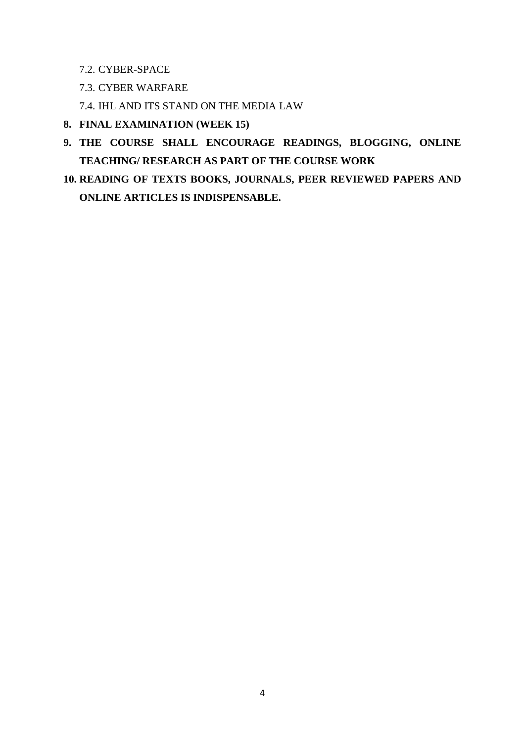7.2. CYBER-SPACE

7.3. CYBER WARFARE

7.4. IHL AND ITS STAND ON THE MEDIA LAW

8. **FINAL EXAMINATION (WEEK 15)**
9. **THE COURSE SHALL ENCOURAGE READINGS, BLOGGING, ONLINE TEACHING/ RESEARCH AS PART OF THE COURSE WORK**
10. **READING OF TEXTS BOOKS, JOURNALS, PEER REVIEWED PAPERS AND ONLINE ARTICLES IS INDISPENSABLE.**